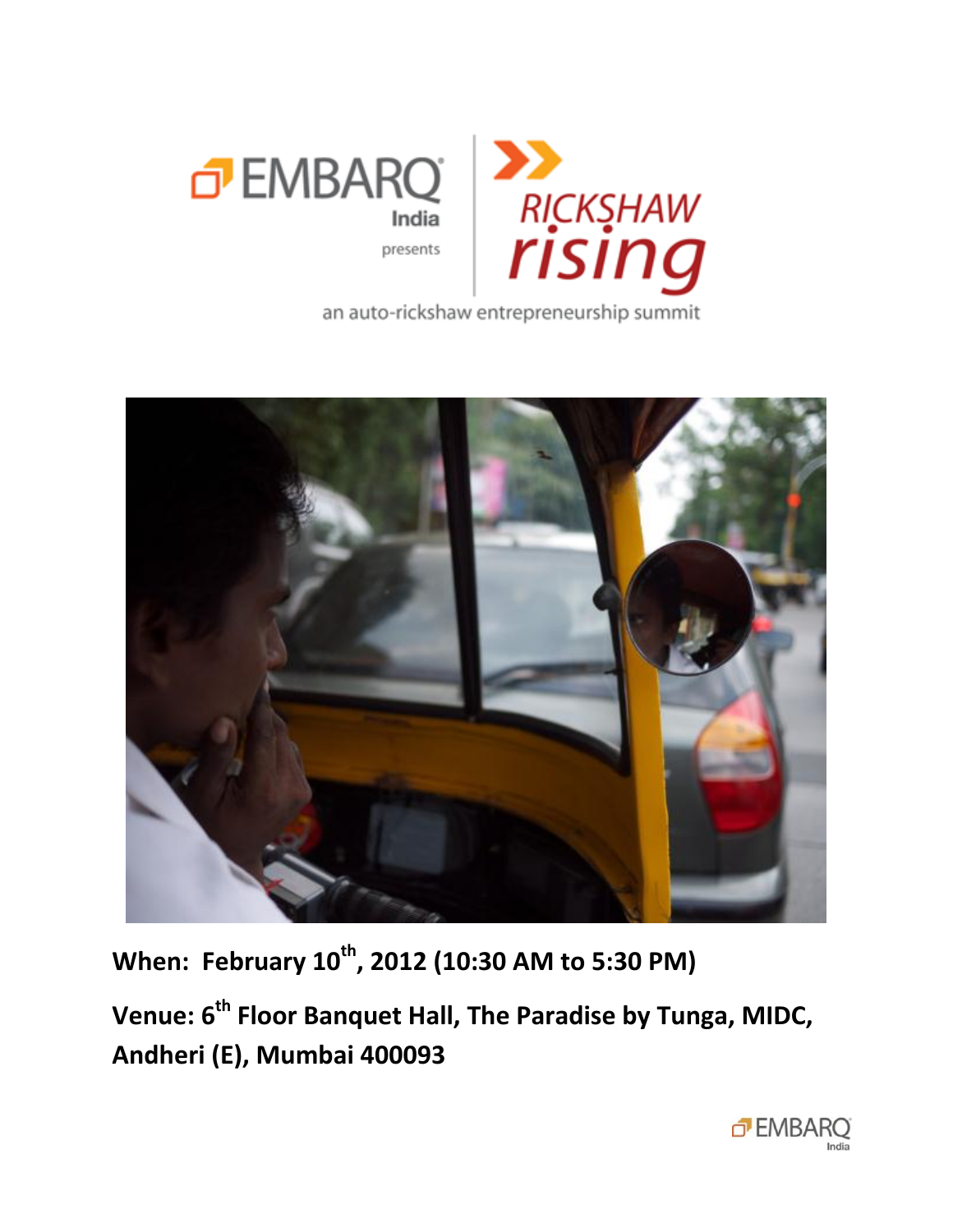EMBARQ India presents

# RICKSHAW rising

an auto-rickshaw entrepreneurship summit

**When: February 10th, 2012 (10:30 AM to 5:30 PM)**

**Venue: 6th Floor Banquet Hall, The Paradise by Tunga, MIDC, Andheri (E), Mumbai 400093**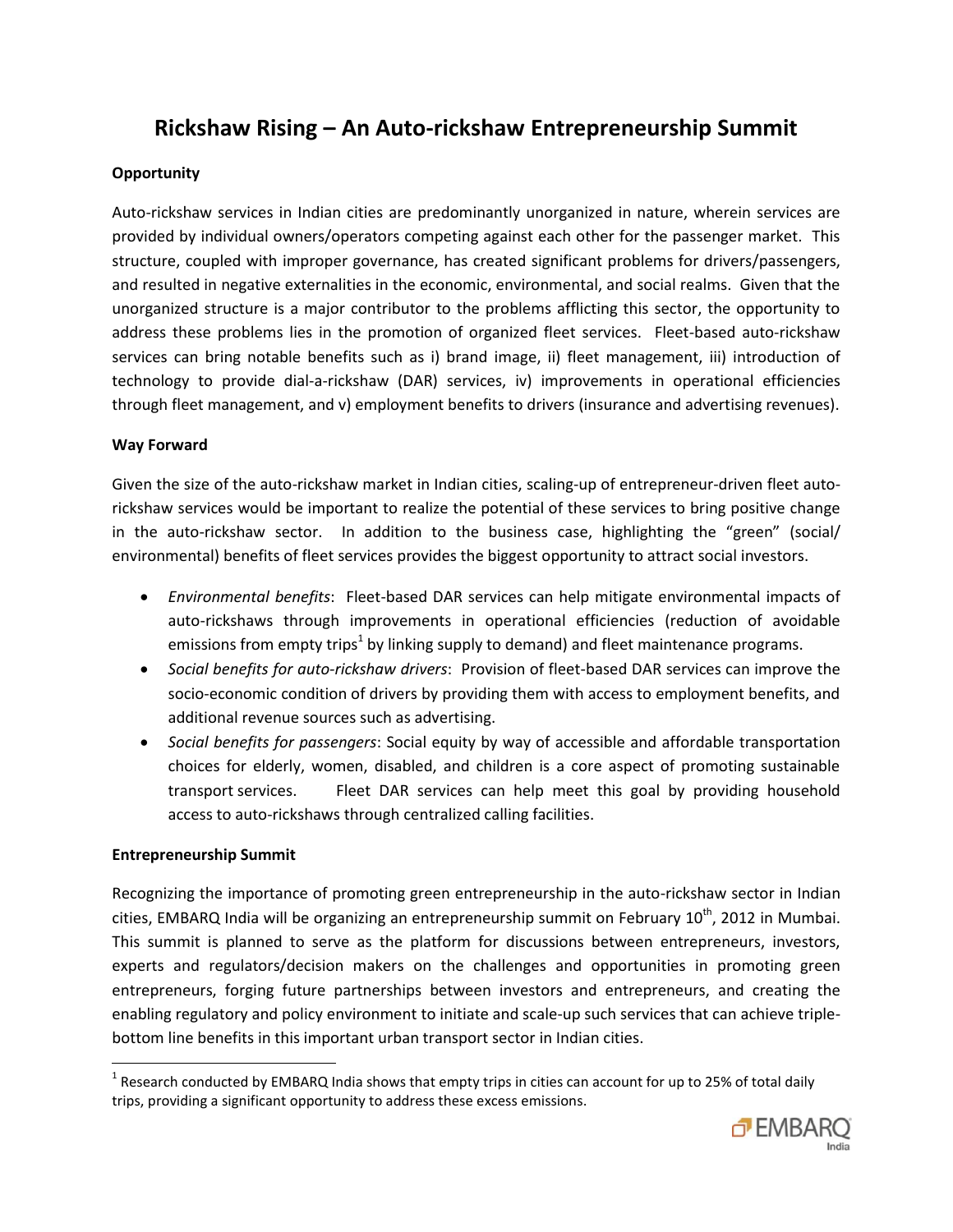# Rickshaw Rising – An Auto-rickshaw Entrepreneurship Summit

**Opportunity**

Auto-rickshaw services in Indian cities are predominantly unorganized in nature, wherein services are provided by individual owners/operators competing against each other for the passenger market. This structure, coupled with improper governance, has created significant problems for drivers/passengers, and resulted in negative externalities in the economic, environmental, and social realms. Given that the unorganized structure is a major contributor to the problems afflicting this sector, the opportunity to address these problems lies in the promotion of organized fleet services. Fleet-based auto-rickshaw services can bring notable benefits such as i) brand image, ii) fleet management, iii) introduction of technology to provide dial-a-rickshaw (DAR) services, iv) improvements in operational efficiencies through fleet management, and v) employment benefits to drivers (insurance and advertising revenues).

**Way Forward**

Given the size of the auto-rickshaw market in Indian cities, scaling-up of entrepreneur-driven fleet auto-rickshaw services would be important to realize the potential of these services to bring positive change in the auto-rickshaw sector. In addition to the business case, highlighting the "green" (social/ environmental) benefits of fleet services provides the biggest opportunity to attract social investors.

- *Environmental benefits*: Fleet-based DAR services can help mitigate environmental impacts of auto-rickshaws through improvements in operational efficiencies (reduction of avoidable emissions from empty trips[1] by linking supply to demand) and fleet maintenance programs.
- *Social benefits for auto-rickshaw drivers*: Provision of fleet-based DAR services can improve the socio-economic condition of drivers by providing them with access to employment benefits, and additional revenue sources such as advertising.
- *Social benefits for passengers*: Social equity by way of accessible and affordable transportation choices for elderly, women, disabled, and children is a core aspect of promoting sustainable transport services. Fleet DAR services can help meet this goal by providing household access to auto-rickshaws through centralized calling facilities.

**Entrepreneurship Summit**

Recognizing the importance of promoting green entrepreneurship in the auto-rickshaw sector in Indian cities, EMBARQ India will be organizing an entrepreneurship summit on February 10th, 2012 in Mumbai. This summit is planned to serve as the platform for discussions between entrepreneurs, investors, experts and regulators/decision makers on the challenges and opportunities in promoting green entrepreneurs, forging future partnerships between investors and entrepreneurs, and creating the enabling regulatory and policy environment to initiate and scale-up such services that can achieve triple-bottom line benefits in this important urban transport sector in Indian cities.

[1] Research conducted by EMBARQ India shows that empty trips in cities can account for up to 25% of total daily trips, providing a significant opportunity to address these excess emissions.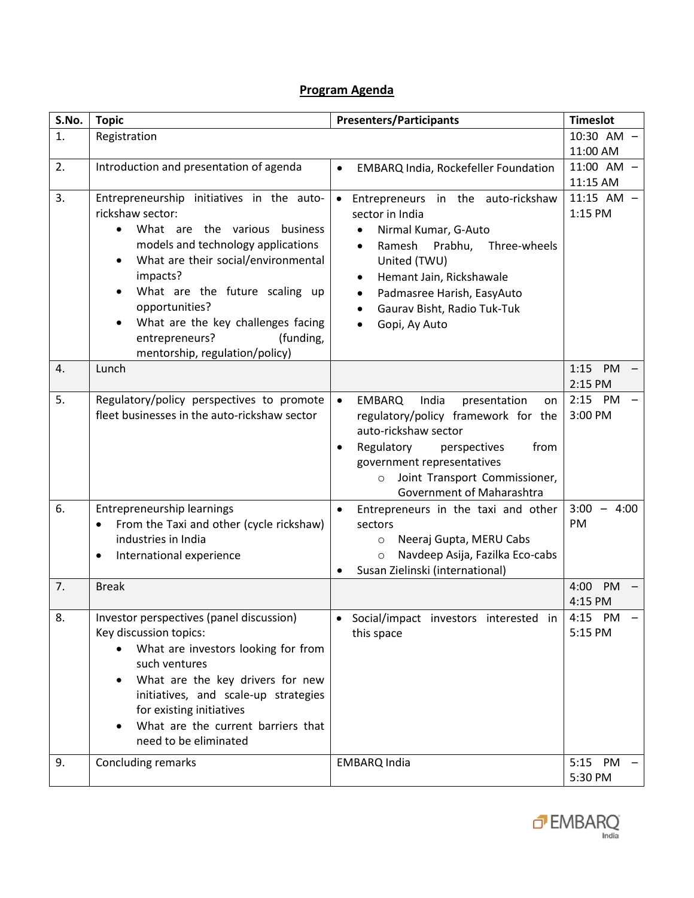## Program Agenda

| S.No. | Topic | Presenters/Participants | Timeslot |
|---|---|---|---|
| 1. | Registration | | 10:30 AM – 11:00 AM |
| 2. | Introduction and presentation of agenda | • EMBARQ India, Rockefeller Foundation | 11:00 AM – 11:15 AM |
| 3. | Entrepreneurship initiatives in the auto-rickshaw sector:<br>• What are the various business models and technology applications<br>• What are their social/environmental impacts?<br>• What are the future scaling up opportunities?<br>• What are the key challenges facing entrepreneurs? (funding, mentorship, regulation/policy) | • Entrepreneurs in the auto-rickshaw sector in India<br>• Nirmal Kumar, G-Auto<br>• Ramesh Prabhu, Three-wheels United (TWU)<br>• Hemant Jain, Rickshawale<br>• Padmasree Harish, EasyAuto<br>• Gaurav Bisht, Radio Tuk-Tuk<br>• Gopi, Ay Auto | 11:15 AM – 1:15 PM |
| 4. | Lunch | | 1:15 PM – 2:15 PM |
| 5. | Regulatory/policy perspectives to promote fleet businesses in the auto-rickshaw sector | • EMBARQ India presentation on regulatory/policy framework for the auto-rickshaw sector<br>• Regulatory perspectives from government representatives<br>○ Joint Transport Commissioner, Government of Maharashtra | 2:15 PM – 3:00 PM |
| 6. | Entrepreneurship learnings<br>• From the Taxi and other (cycle rickshaw) industries in India<br>• International experience | • Entrepreneurs in the taxi and other sectors<br>○ Neeraj Gupta, MERU Cabs<br>○ Navdeep Asija, Fazilka Eco-cabs<br>• Susan Zielinski (international) | 3:00 – 4:00 PM |
| 7. | Break | | 4:00 PM – 4:15 PM |
| 8. | Investor perspectives (panel discussion)<br>Key discussion topics:<br>• What are investors looking for from such ventures<br>• What are the key drivers for new initiatives, and scale-up strategies for existing initiatives<br>• What are the current barriers that need to be eliminated | • Social/impact investors interested in this space | 4:15 PM – 5:15 PM |
| 9. | Concluding remarks | EMBARQ India | 5:15 PM – 5:30 PM |